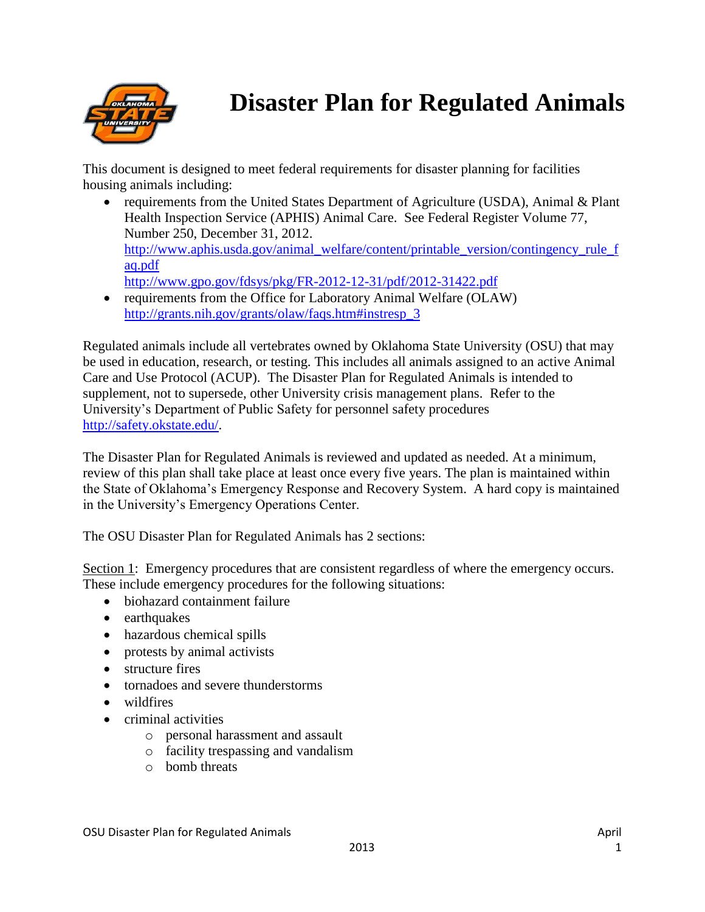# Disaster Plan for Regulated Animals

This document is designed to meet federal requirements for disaster planning for facilities housing animals including:

- requirements from the United States Department of Agriculture (USDA), Animal & Plant Health Inspection Service (APHIS) Animal Care. See Federal Register Volume 77, Number 250, December 31, 2012.
  http://www.aphis.usda.gov/animal_welfare/content/printable_version/contingency_rule_faq.pdf
  http://www.gpo.gov/fdsys/pkg/FR-2012-12-31/pdf/2012-31422.pdf
- requirements from the Office for Laboratory Animal Welfare (OLAW)
  http://grants.nih.gov/grants/olaw/faqs.htm#instresp_3

Regulated animals include all vertebrates owned by Oklahoma State University (OSU) that may be used in education, research, or testing. This includes all animals assigned to an active Animal Care and Use Protocol (ACUP). The Disaster Plan for Regulated Animals is intended to supplement, not to supersede, other University crisis management plans. Refer to the University's Department of Public Safety for personnel safety procedures http://safety.okstate.edu/.

The Disaster Plan for Regulated Animals is reviewed and updated as needed. At a minimum, review of this plan shall take place at least once every five years. The plan is maintained within the State of Oklahoma's Emergency Response and Recovery System. A hard copy is maintained in the University's Emergency Operations Center.

The OSU Disaster Plan for Regulated Animals has 2 sections:

Section 1: Emergency procedures that are consistent regardless of where the emergency occurs. These include emergency procedures for the following situations:

- biohazard containment failure
- earthquakes
- hazardous chemical spills
- protests by animal activists
- structure fires
- tornadoes and severe thunderstorms
- wildfires
- criminal activities
  - personal harassment and assault
  - facility trespassing and vandalism
  - bomb threats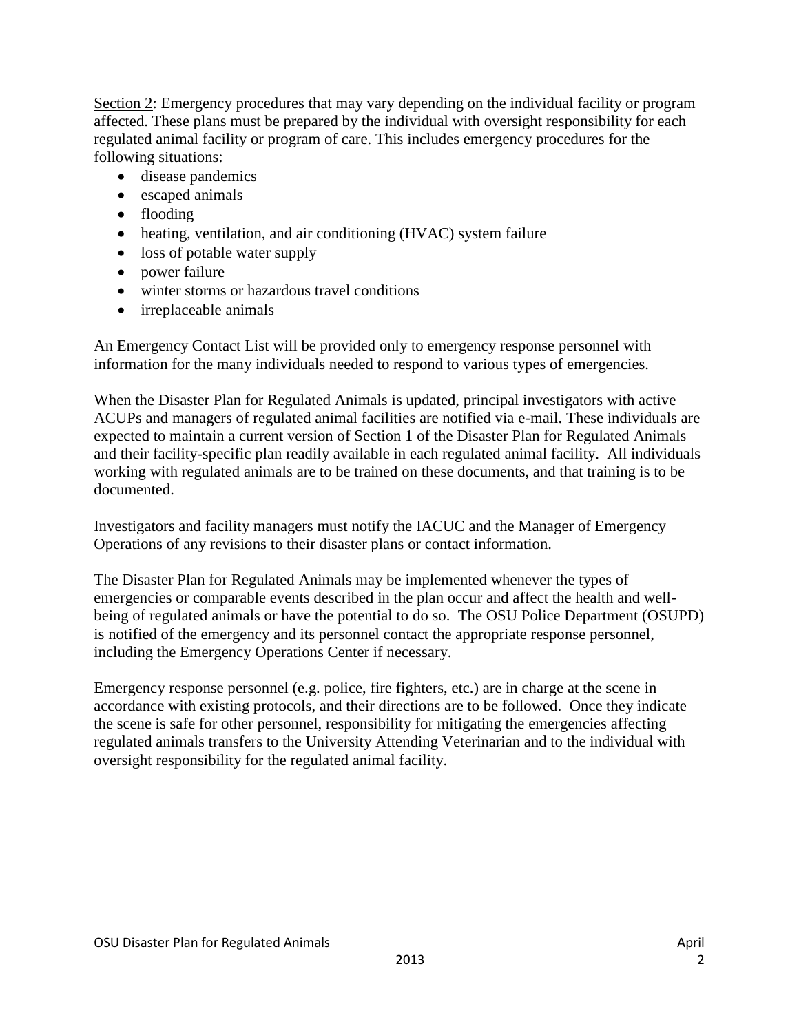<u>Section 2</u>: Emergency procedures that may vary depending on the individual facility or program affected. These plans must be prepared by the individual with oversight responsibility for each regulated animal facility or program of care. This includes emergency procedures for the following situations:

- disease pandemics
- escaped animals
- flooding
- heating, ventilation, and air conditioning (HVAC) system failure
- loss of potable water supply
- power failure
- winter storms or hazardous travel conditions
- irreplaceable animals

An Emergency Contact List will be provided only to emergency response personnel with information for the many individuals needed to respond to various types of emergencies.

When the Disaster Plan for Regulated Animals is updated, principal investigators with active ACUPs and managers of regulated animal facilities are notified via e-mail. These individuals are expected to maintain a current version of Section 1 of the Disaster Plan for Regulated Animals and their facility-specific plan readily available in each regulated animal facility. All individuals working with regulated animals are to be trained on these documents, and that training is to be documented.

Investigators and facility managers must notify the IACUC and the Manager of Emergency Operations of any revisions to their disaster plans or contact information.

The Disaster Plan for Regulated Animals may be implemented whenever the types of emergencies or comparable events described in the plan occur and affect the health and well-being of regulated animals or have the potential to do so. The OSU Police Department (OSUPD) is notified of the emergency and its personnel contact the appropriate response personnel, including the Emergency Operations Center if necessary.

Emergency response personnel (e.g. police, fire fighters, etc.) are in charge at the scene in accordance with existing protocols, and their directions are to be followed. Once they indicate the scene is safe for other personnel, responsibility for mitigating the emergencies affecting regulated animals transfers to the University Attending Veterinarian and to the individual with oversight responsibility for the regulated animal facility.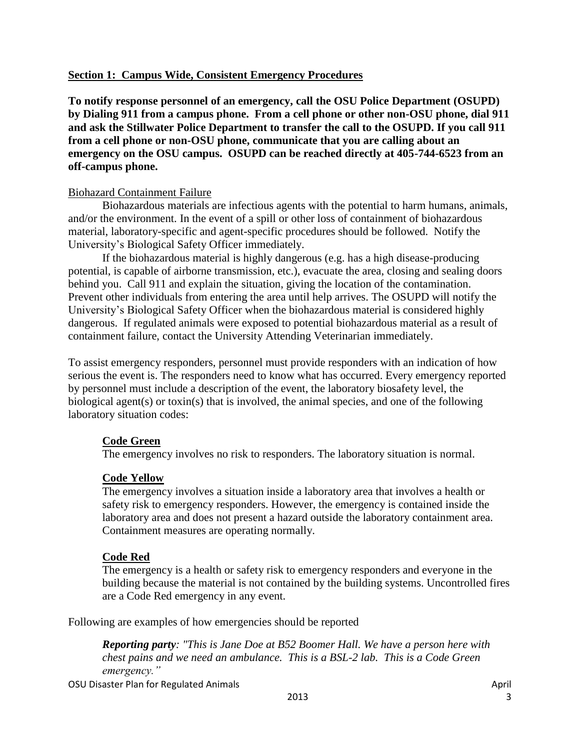## Section 1: Campus Wide, Consistent Emergency Procedures

**To notify response personnel of an emergency, call the OSU Police Department (OSUPD) by Dialing 911 from a campus phone. From a cell phone or other non-OSU phone, dial 911 and ask the Stillwater Police Department to transfer the call to the OSUPD. If you call 911 from a cell phone or non-OSU phone, communicate that you are calling about an emergency on the OSU campus. OSUPD can be reached directly at 405-744-6523 from an off-campus phone.**

### Biohazard Containment Failure

Biohazardous materials are infectious agents with the potential to harm humans, animals, and/or the environment. In the event of a spill or other loss of containment of biohazardous material, laboratory-specific and agent-specific procedures should be followed. Notify the University's Biological Safety Officer immediately.

If the biohazardous material is highly dangerous (e.g. has a high disease-producing potential, is capable of airborne transmission, etc.), evacuate the area, closing and sealing doors behind you. Call 911 and explain the situation, giving the location of the contamination. Prevent other individuals from entering the area until help arrives. The OSUPD will notify the University's Biological Safety Officer when the biohazardous material is considered highly dangerous. If regulated animals were exposed to potential biohazardous material as a result of containment failure, contact the University Attending Veterinarian immediately.

To assist emergency responders, personnel must provide responders with an indication of how serious the event is. The responders need to know what has occurred. Every emergency reported by personnel must include a description of the event, the laboratory biosafety level, the biological agent(s) or toxin(s) that is involved, the animal species, and one of the following laboratory situation codes:

**Code Green**

The emergency involves no risk to responders. The laboratory situation is normal.

**Code Yellow**

The emergency involves a situation inside a laboratory area that involves a health or safety risk to emergency responders. However, the emergency is contained inside the laboratory area and does not present a hazard outside the laboratory containment area. Containment measures are operating normally.

**Code Red**

The emergency is a health or safety risk to emergency responders and everyone in the building because the material is not contained by the building systems. Uncontrolled fires are a Code Red emergency in any event.

Following are examples of how emergencies should be reported

***Reporting party**: "This is Jane Doe at B52 Boomer Hall. We have a person here with chest pains and we need an ambulance. This is a BSL-2 lab. This is a Code Green emergency."*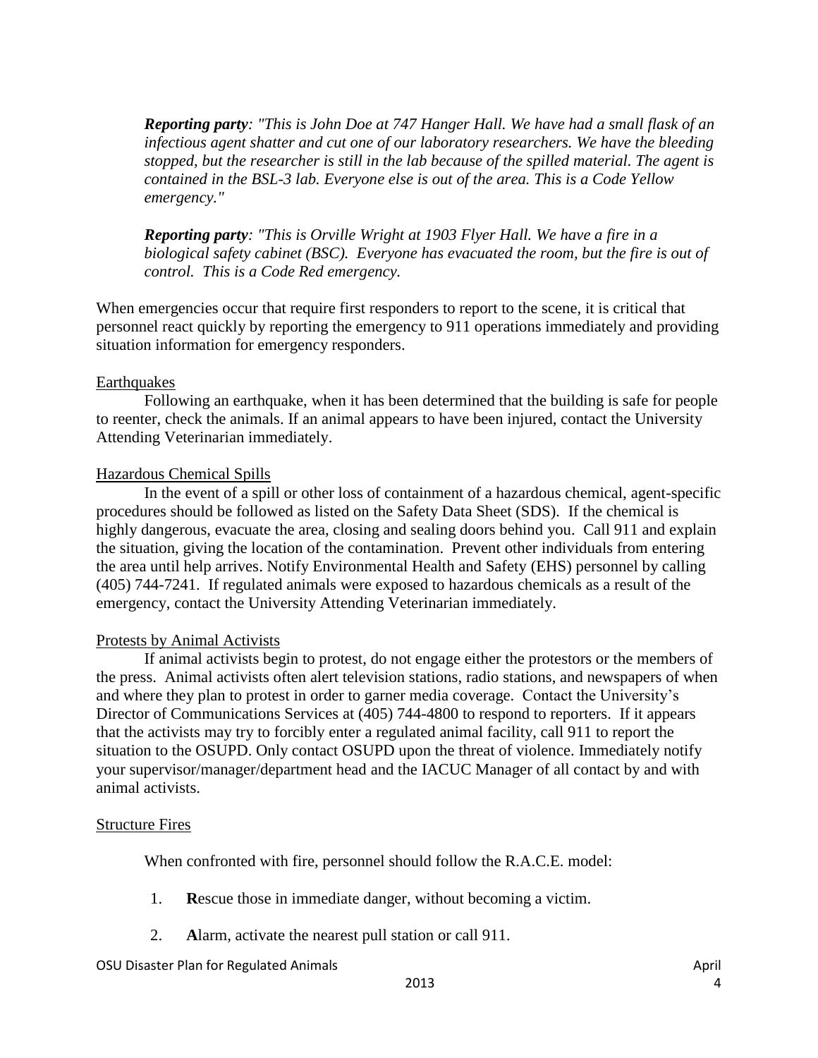***Reporting party**: "This is John Doe at 747 Hanger Hall. We have had a small flask of an infectious agent shatter and cut one of our laboratory researchers. We have the bleeding stopped, but the researcher is still in the lab because of the spilled material. The agent is contained in the BSL-3 lab. Everyone else is out of the area. This is a Code Yellow emergency."*

***Reporting party**: "This is Orville Wright at 1903 Flyer Hall. We have a fire in a biological safety cabinet (BSC). Everyone has evacuated the room, but the fire is out of control. This is a Code Red emergency.*

When emergencies occur that require first responders to report to the scene, it is critical that personnel react quickly by reporting the emergency to 911 operations immediately and providing situation information for emergency responders.

<u>Earthquakes</u>

Following an earthquake, when it has been determined that the building is safe for people to reenter, check the animals. If an animal appears to have been injured, contact the University Attending Veterinarian immediately.

<u>Hazardous Chemical Spills</u>

In the event of a spill or other loss of containment of a hazardous chemical, agent-specific procedures should be followed as listed on the Safety Data Sheet (SDS). If the chemical is highly dangerous, evacuate the area, closing and sealing doors behind you. Call 911 and explain the situation, giving the location of the contamination. Prevent other individuals from entering the area until help arrives. Notify Environmental Health and Safety (EHS) personnel by calling (405) 744-7241. If regulated animals were exposed to hazardous chemicals as a result of the emergency, contact the University Attending Veterinarian immediately.

<u>Protests by Animal Activists</u>

If animal activists begin to protest, do not engage either the protestors or the members of the press. Animal activists often alert television stations, radio stations, and newspapers of when and where they plan to protest in order to garner media coverage. Contact the University's Director of Communications Services at (405) 744-4800 to respond to reporters. If it appears that the activists may try to forcibly enter a regulated animal facility, call 911 to report the situation to the OSUPD. Only contact OSUPD upon the threat of violence. Immediately notify your supervisor/manager/department head and the IACUC Manager of all contact by and with animal activists.

<u>Structure Fires</u>

When confronted with fire, personnel should follow the R.A.C.E. model:

1. **R**escue those in immediate danger, without becoming a victim.
2. **A**larm, activate the nearest pull station or call 911.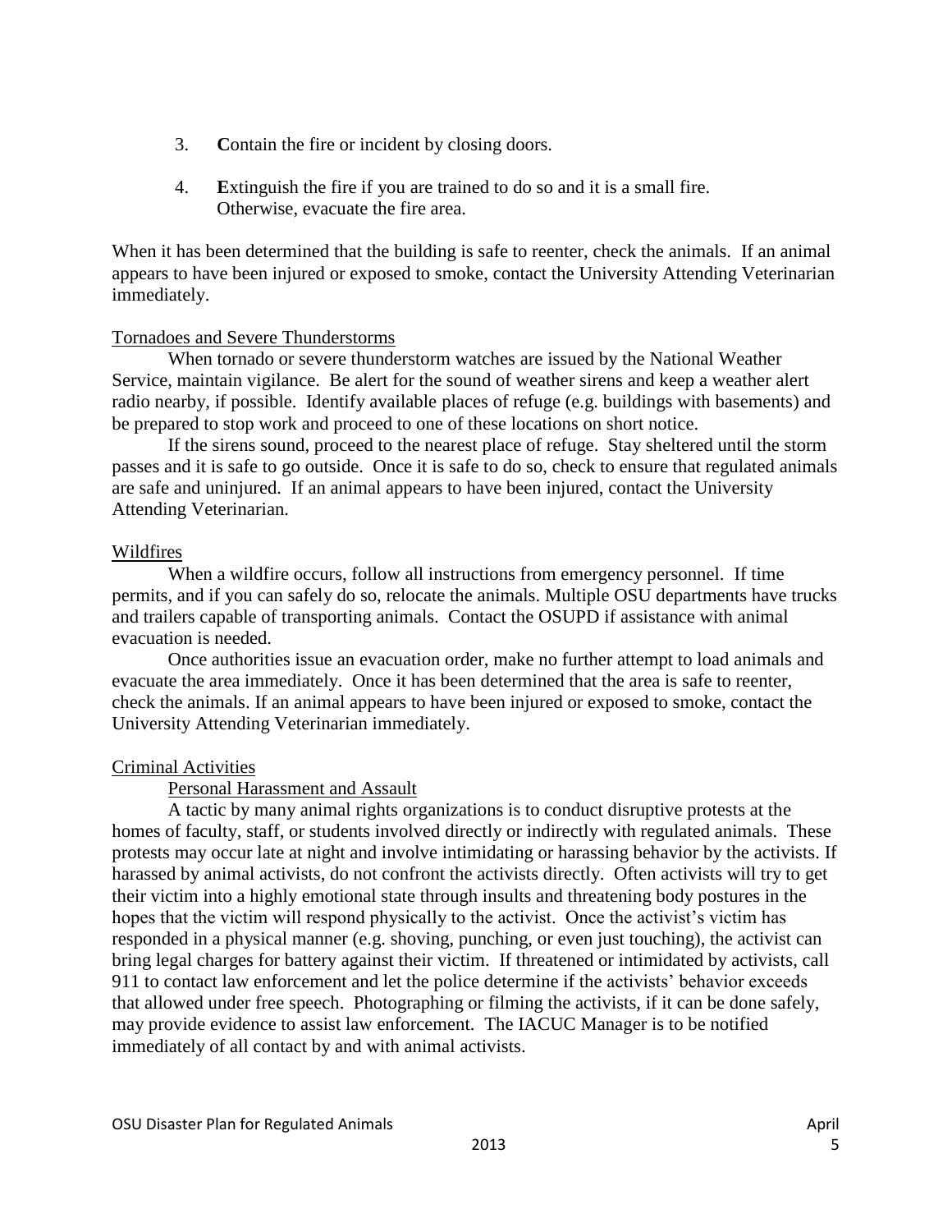3. **C**ontain the fire or incident by closing doors.

4. **E**xtinguish the fire if you are trained to do so and it is a small fire. Otherwise, evacuate the fire area.

When it has been determined that the building is safe to reenter, check the animals. If an animal appears to have been injured or exposed to smoke, contact the University Attending Veterinarian immediately.

### Tornadoes and Severe Thunderstorms

When tornado or severe thunderstorm watches are issued by the National Weather Service, maintain vigilance. Be alert for the sound of weather sirens and keep a weather alert radio nearby, if possible. Identify available places of refuge (e.g. buildings with basements) and be prepared to stop work and proceed to one of these locations on short notice.

If the sirens sound, proceed to the nearest place of refuge. Stay sheltered until the storm passes and it is safe to go outside. Once it is safe to do so, check to ensure that regulated animals are safe and uninjured. If an animal appears to have been injured, contact the University Attending Veterinarian.

### Wildfires

When a wildfire occurs, follow all instructions from emergency personnel. If time permits, and if you can safely do so, relocate the animals. Multiple OSU departments have trucks and trailers capable of transporting animals. Contact the OSUPD if assistance with animal evacuation is needed.

Once authorities issue an evacuation order, make no further attempt to load animals and evacuate the area immediately. Once it has been determined that the area is safe to reenter, check the animals. If an animal appears to have been injured or exposed to smoke, contact the University Attending Veterinarian immediately.

### Criminal Activities

#### Personal Harassment and Assault

A tactic by many animal rights organizations is to conduct disruptive protests at the homes of faculty, staff, or students involved directly or indirectly with regulated animals. These protests may occur late at night and involve intimidating or harassing behavior by the activists. If harassed by animal activists, do not confront the activists directly. Often activists will try to get their victim into a highly emotional state through insults and threatening body postures in the hopes that the victim will respond physically to the activist. Once the activist's victim has responded in a physical manner (e.g. shoving, punching, or even just touching), the activist can bring legal charges for battery against their victim. If threatened or intimidated by activists, call 911 to contact law enforcement and let the police determine if the activists' behavior exceeds that allowed under free speech. Photographing or filming the activists, if it can be done safely, may provide evidence to assist law enforcement. The IACUC Manager is to be notified immediately of all contact by and with animal activists.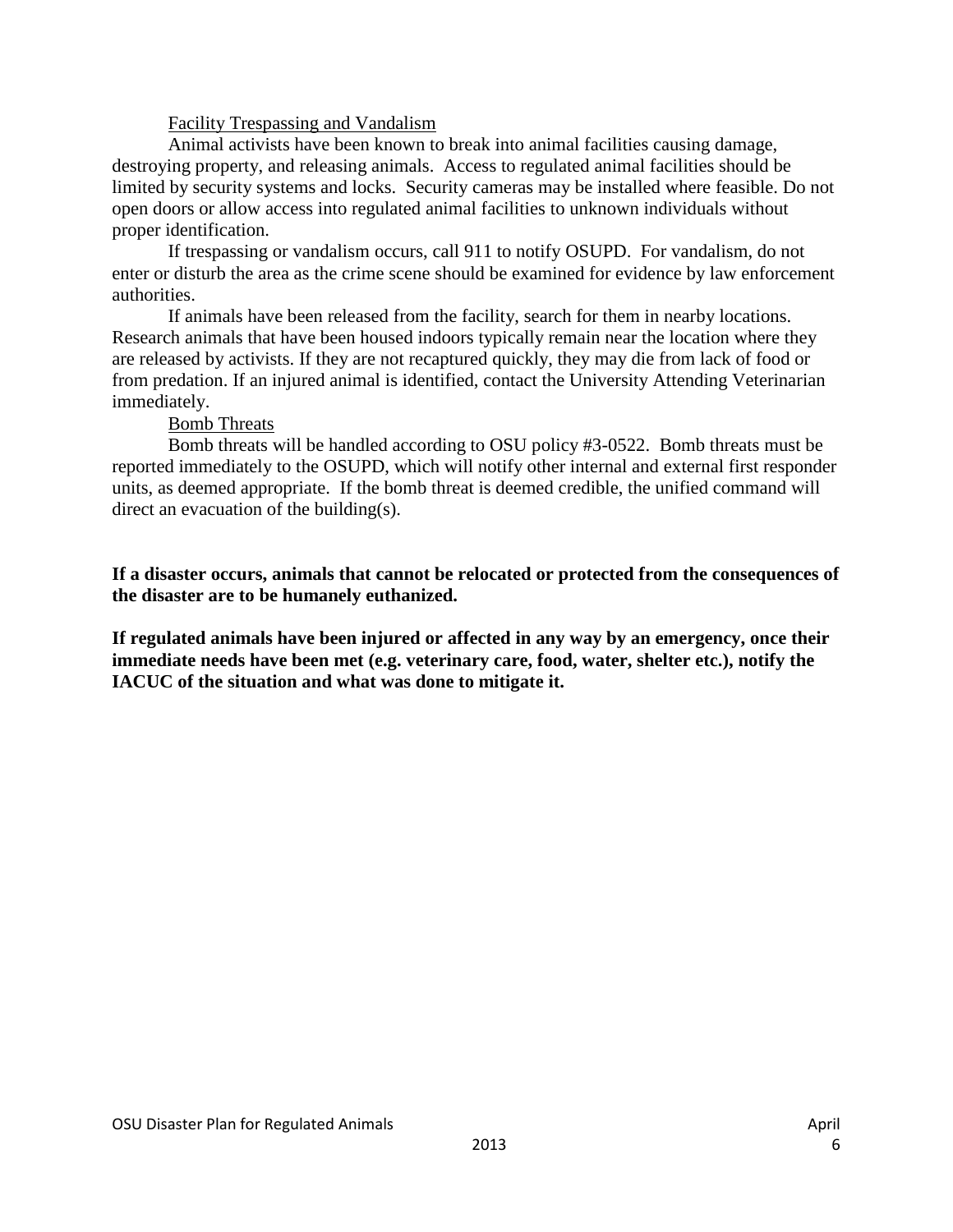### Facility Trespassing and Vandalism

Animal activists have been known to break into animal facilities causing damage, destroying property, and releasing animals. Access to regulated animal facilities should be limited by security systems and locks. Security cameras may be installed where feasible. Do not open doors or allow access into regulated animal facilities to unknown individuals without proper identification.

If trespassing or vandalism occurs, call 911 to notify OSUPD. For vandalism, do not enter or disturb the area as the crime scene should be examined for evidence by law enforcement authorities.

If animals have been released from the facility, search for them in nearby locations. Research animals that have been housed indoors typically remain near the location where they are released by activists. If they are not recaptured quickly, they may die from lack of food or from predation. If an injured animal is identified, contact the University Attending Veterinarian immediately.

### Bomb Threats

Bomb threats will be handled according to OSU policy #3-0522. Bomb threats must be reported immediately to the OSUPD, which will notify other internal and external first responder units, as deemed appropriate. If the bomb threat is deemed credible, the unified command will direct an evacuation of the building(s).

**If a disaster occurs, animals that cannot be relocated or protected from the consequences of the disaster are to be humanely euthanized.**

**If regulated animals have been injured or affected in any way by an emergency, once their immediate needs have been met (e.g. veterinary care, food, water, shelter etc.), notify the IACUC of the situation and what was done to mitigate it.**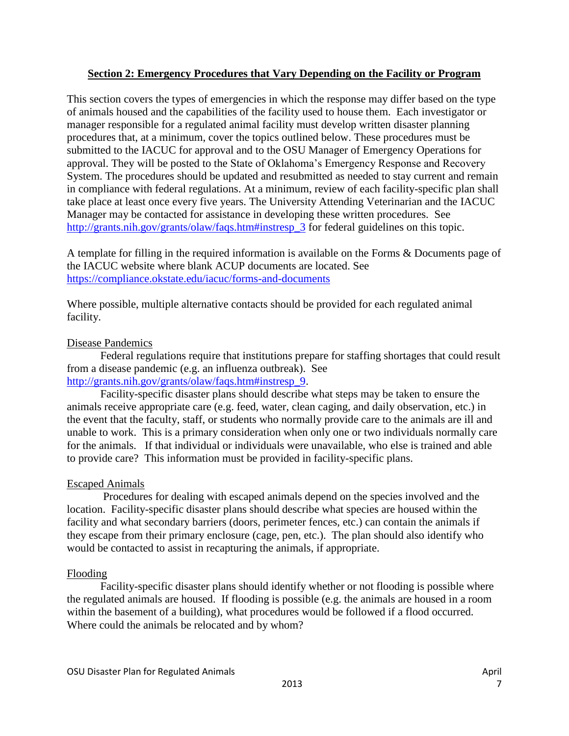## Section 2: Emergency Procedures that Vary Depending on the Facility or Program

This section covers the types of emergencies in which the response may differ based on the type of animals housed and the capabilities of the facility used to house them. Each investigator or manager responsible for a regulated animal facility must develop written disaster planning procedures that, at a minimum, cover the topics outlined below. These procedures must be submitted to the IACUC for approval and to the OSU Manager of Emergency Operations for approval. They will be posted to the State of Oklahoma's Emergency Response and Recovery System. The procedures should be updated and resubmitted as needed to stay current and remain in compliance with federal regulations. At a minimum, review of each facility-specific plan shall take place at least once every five years. The University Attending Veterinarian and the IACUC Manager may be contacted for assistance in developing these written procedures. See [http://grants.nih.gov/grants/olaw/faqs.htm#instresp_3](http://grants.nih.gov/grants/olaw/faqs.htm#instresp_3) for federal guidelines on this topic.

A template for filling in the required information is available on the Forms & Documents page of the IACUC website where blank ACUP documents are located. See [https://compliance.okstate.edu/iacuc/forms-and-documents](https://compliance.okstate.edu/iacuc/forms-and-documents)

Where possible, multiple alternative contacts should be provided for each regulated animal facility.

### Disease Pandemics

Federal regulations require that institutions prepare for staffing shortages that could result from a disease pandemic (e.g. an influenza outbreak). See [http://grants.nih.gov/grants/olaw/faqs.htm#instresp_9](http://grants.nih.gov/grants/olaw/faqs.htm#instresp_9).

Facility-specific disaster plans should describe what steps may be taken to ensure the animals receive appropriate care (e.g. feed, water, clean caging, and daily observation, etc.) in the event that the faculty, staff, or students who normally provide care to the animals are ill and unable to work. This is a primary consideration when only one or two individuals normally care for the animals. If that individual or individuals were unavailable, who else is trained and able to provide care? This information must be provided in facility-specific plans.

### Escaped Animals

Procedures for dealing with escaped animals depend on the species involved and the location. Facility-specific disaster plans should describe what species are housed within the facility and what secondary barriers (doors, perimeter fences, etc.) can contain the animals if they escape from their primary enclosure (cage, pen, etc.). The plan should also identify who would be contacted to assist in recapturing the animals, if appropriate.

### Flooding

Facility-specific disaster plans should identify whether or not flooding is possible where the regulated animals are housed. If flooding is possible (e.g. the animals are housed in a room within the basement of a building), what procedures would be followed if a flood occurred. Where could the animals be relocated and by whom?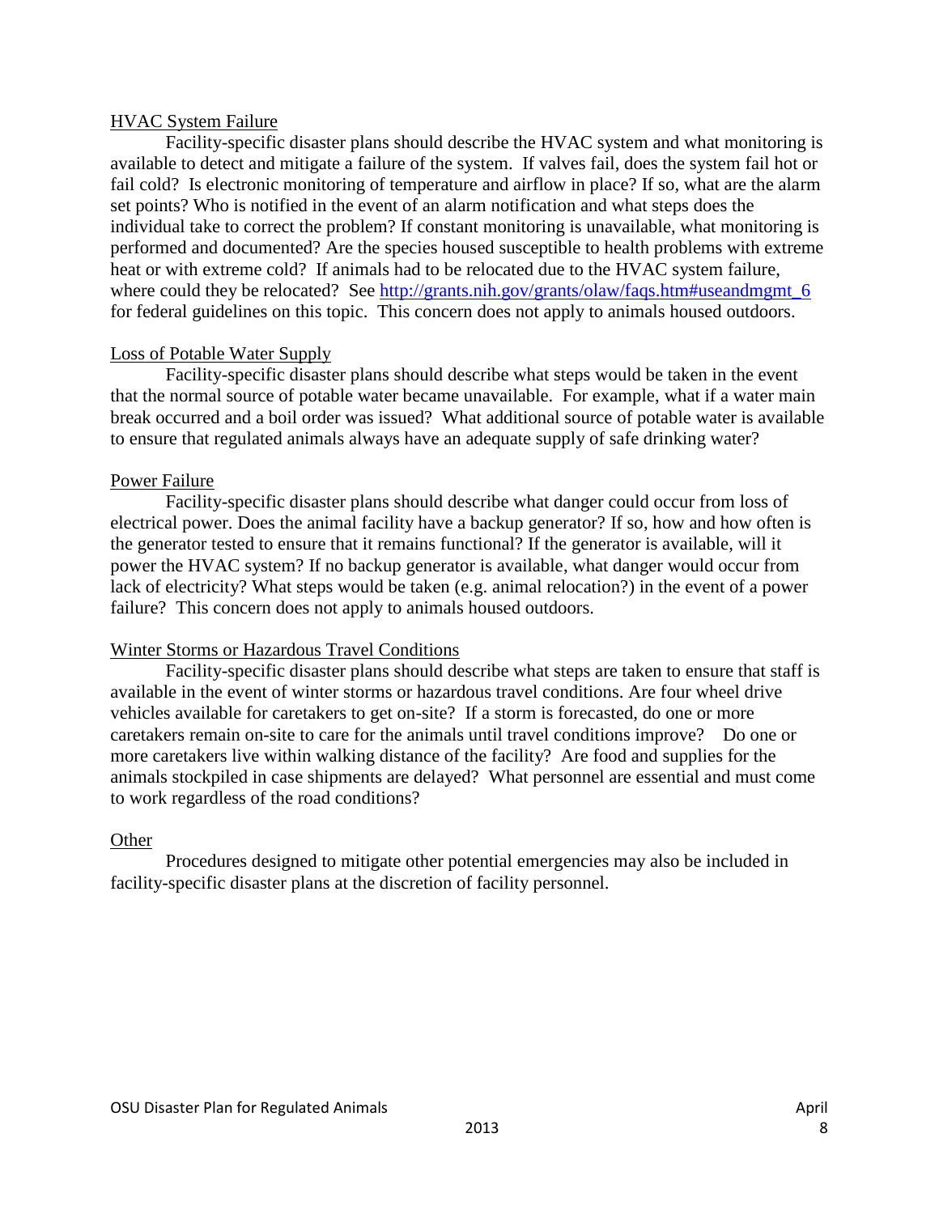## HVAC System Failure

Facility-specific disaster plans should describe the HVAC system and what monitoring is available to detect and mitigate a failure of the system. If valves fail, does the system fail hot or fail cold? Is electronic monitoring of temperature and airflow in place? If so, what are the alarm set points? Who is notified in the event of an alarm notification and what steps does the individual take to correct the problem? If constant monitoring is unavailable, what monitoring is performed and documented? Are the species housed susceptible to health problems with extreme heat or with extreme cold? If animals had to be relocated due to the HVAC system failure, where could they be relocated? See [http://grants.nih.gov/grants/olaw/faqs.htm#useandmgmt_6](http://grants.nih.gov/grants/olaw/faqs.htm#useandmgmt_6) for federal guidelines on this topic. This concern does not apply to animals housed outdoors.

## Loss of Potable Water Supply

Facility-specific disaster plans should describe what steps would be taken in the event that the normal source of potable water became unavailable. For example, what if a water main break occurred and a boil order was issued? What additional source of potable water is available to ensure that regulated animals always have an adequate supply of safe drinking water?

## Power Failure

Facility-specific disaster plans should describe what danger could occur from loss of electrical power. Does the animal facility have a backup generator? If so, how and how often is the generator tested to ensure that it remains functional? If the generator is available, will it power the HVAC system? If no backup generator is available, what danger would occur from lack of electricity? What steps would be taken (e.g. animal relocation?) in the event of a power failure? This concern does not apply to animals housed outdoors.

## Winter Storms or Hazardous Travel Conditions

Facility-specific disaster plans should describe what steps are taken to ensure that staff is available in the event of winter storms or hazardous travel conditions. Are four wheel drive vehicles available for caretakers to get on-site? If a storm is forecasted, do one or more caretakers remain on-site to care for the animals until travel conditions improve? Do one or more caretakers live within walking distance of the facility? Are food and supplies for the animals stockpiled in case shipments are delayed? What personnel are essential and must come to work regardless of the road conditions?

## Other

Procedures designed to mitigate other potential emergencies may also be included in facility-specific disaster plans at the discretion of facility personnel.